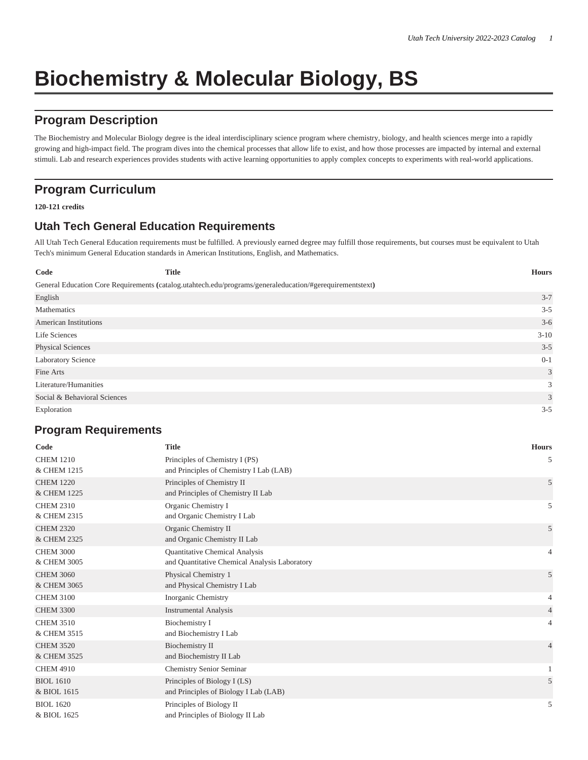# Biochemistry & Molecular Biology, BS

## Program Description

The Biochemistry and Molecular Biology degree is the ideal interdisciplinary science program where chemistry, biology, and health sciences merge into a rapidly growing and high-impact field. The program dives into the chemical processes that allow life to exist, and how those processes are impacted by internal and external stimuli. Lab and research experiences provides students with active learning opportunities to apply complex concepts to experiments with real-world applications.

## Program Curriculum

**120-121 credits**

### Utah Tech General Education Requirements

All Utah Tech General Education requirements must be fulfilled. A previously earned degree may fulfill those requirements, but courses must be equivalent to Utah Tech's minimum General Education standards in American Institutions, English, and Mathematics.

| Code | Title | Hours |
|---|---|---|
| General Education Core Requirements **(**catalog.utahtech.edu/programs/generaleducation/#gerequirementstext**)** | | |
| English | | 3-7 |
| Mathematics | | 3-5 |
| American Institutions | | 3-6 |
| Life Sciences | | 3-10 |
| Physical Sciences | | 3-5 |
| Laboratory Science | | 0-1 |
| Fine Arts | | 3 |
| Literature/Humanities | | 3 |
| Social & Behavioral Sciences | | 3 |
| Exploration | | 3-5 |

### Program Requirements

| Code | Title | Hours |
|---|---|---|
| CHEM 1210 & CHEM 1215 | Principles of Chemistry I (PS) and Principles of Chemistry I Lab (LAB) | 5 |
| CHEM 1220 & CHEM 1225 | Principles of Chemistry II and Principles of Chemistry II Lab | 5 |
| CHEM 2310 & CHEM 2315 | Organic Chemistry I and Organic Chemistry I Lab | 5 |
| CHEM 2320 & CHEM 2325 | Organic Chemistry II and Organic Chemistry II Lab | 5 |
| CHEM 3000 & CHEM 3005 | Quantitative Chemical Analysis and Quantitative Chemical Analysis Laboratory | 4 |
| CHEM 3060 & CHEM 3065 | Physical Chemistry 1 and Physical Chemistry I Lab | 5 |
| CHEM 3100 | Inorganic Chemistry | 4 |
| CHEM 3300 | Instrumental Analysis | 4 |
| CHEM 3510 & CHEM 3515 | Biochemistry I and Biochemistry I Lab | 4 |
| CHEM 3520 & CHEM 3525 | Biochemistry II and Biochemistry II Lab | 4 |
| CHEM 4910 | Chemistry Senior Seminar | 1 |
| BIOL 1610 & BIOL 1615 | Principles of Biology I (LS) and Principles of Biology I Lab (LAB) | 5 |
| BIOL 1620 & BIOL 1625 | Principles of Biology II and Principles of Biology II Lab | 5 |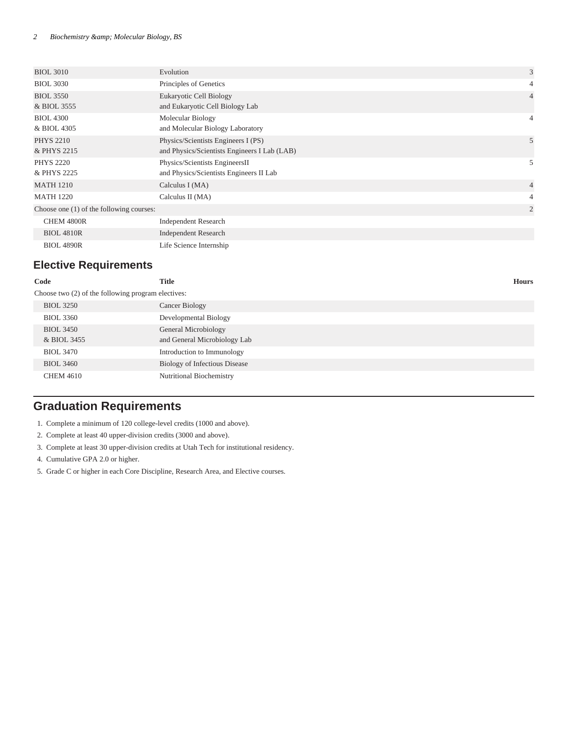| | | |
|---|---|---|
| BIOL 3010 | Evolution | 3 |
| BIOL 3030 | Principles of Genetics | 4 |
| BIOL 3550<br>& BIOL 3555 | Eukaryotic Cell Biology<br>and Eukaryotic Cell Biology Lab | 4 |
| BIOL 4300<br>& BIOL 4305 | Molecular Biology<br>and Molecular Biology Laboratory | 4 |
| PHYS 2210<br>& PHYS 2215 | Physics/Scientists Engineers I (PS)<br>and Physics/Scientists Engineers I Lab (LAB) | 5 |
| PHYS 2220<br>& PHYS 2225 | Physics/Scientists EngineersII<br>and Physics/Scientists Engineers II Lab | 5 |
| MATH 1210 | Calculus I (MA) | 4 |
| MATH 1220 | Calculus II (MA) | 4 |
| Choose one (1) of the following courses: | | 2 |
| CHEM 4800R | Independent Research | |
| BIOL 4810R | Independent Research | |
| BIOL 4890R | Life Science Internship | |

## Elective Requirements

| Code | Title | Hours |
|---|---|---|
| Choose two (2) of the following program electives: | | |
| BIOL 3250 | Cancer Biology | |
| BIOL 3360 | Developmental Biology | |
| BIOL 3450<br>& BIOL 3455 | General Microbiology<br>and General Microbiology Lab | |
| BIOL 3470 | Introduction to Immunology | |
| BIOL 3460 | Biology of Infectious Disease | |
| CHEM 4610 | Nutritional Biochemistry | |

## Graduation Requirements

1. Complete a minimum of 120 college-level credits (1000 and above).
2. Complete at least 40 upper-division credits (3000 and above).
3. Complete at least 30 upper-division credits at Utah Tech for institutional residency.
4. Cumulative GPA 2.0 or higher.
5. Grade C or higher in each Core Discipline, Research Area, and Elective courses.